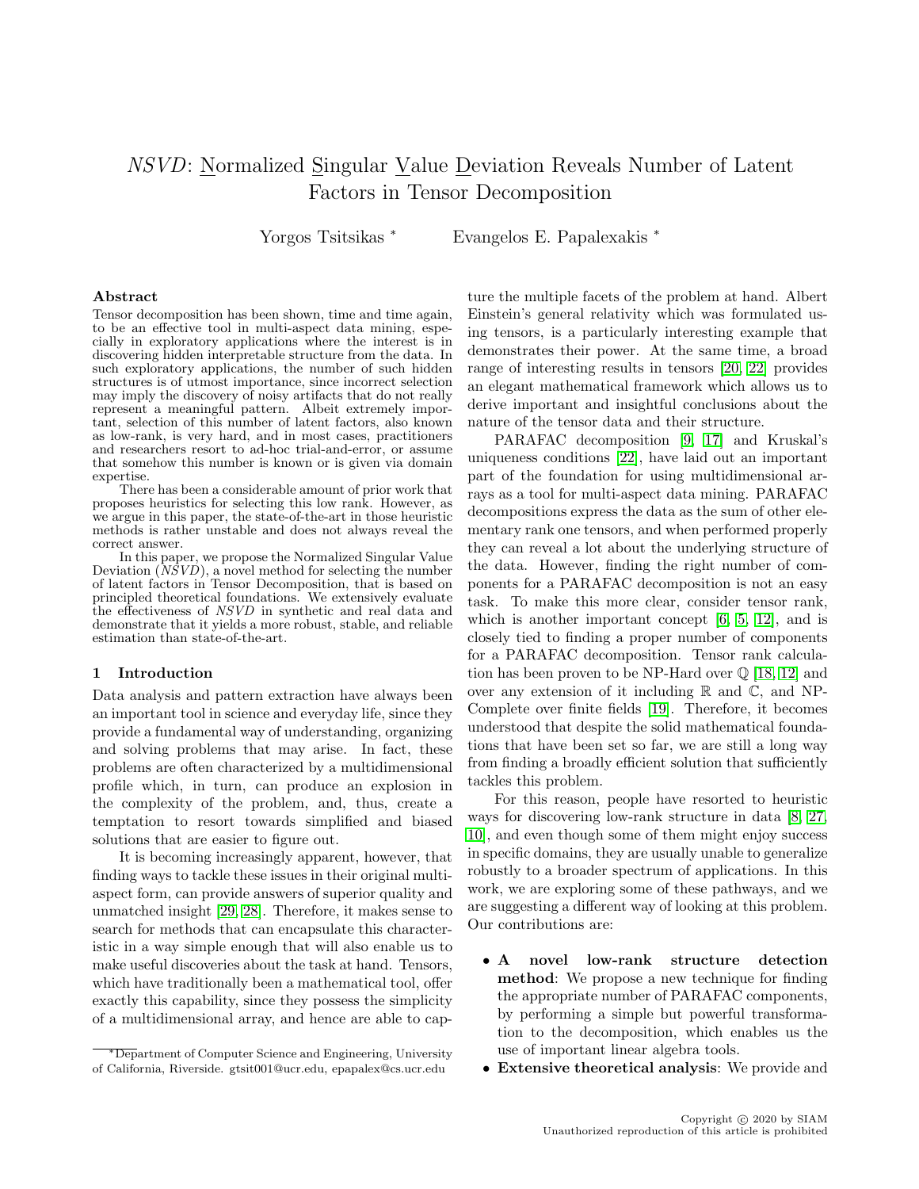# *NSVD*: Normalized Singular Value Deviation Reveals Number of Latent Factors in Tensor Decomposition

Yorgos Tsitsikas *   Evangelos E. Papalexakis *

### Abstract

Tensor decomposition has been shown, time and time again, to be an effective tool in multi-aspect data mining, especially in exploratory applications where the interest is in discovering hidden interpretable structure from the data. In such exploratory applications, the number of such hidden structures is of utmost importance, since incorrect selection may imply the discovery of noisy artifacts that do not really represent a meaningful pattern. Albeit extremely important, selection of this number of latent factors, also known as low-rank, is very hard, and in most cases, practitioners and researchers resort to ad-hoc trial-and-error, or assume that somehow this number is known or is given via domain expertise.

There has been a considerable amount of prior work that proposes heuristics for selecting this low rank. However, as we argue in this paper, the state-of-the-art in those heuristic methods is rather unstable and does not always reveal the correct answer.

In this paper, we propose the Normalized Singular Value Deviation (*NSVD*), a novel method for selecting the number of latent factors in Tensor Decomposition, that is based on principled theoretical foundations. We extensively evaluate the effectiveness of *NSVD* in synthetic and real data and demonstrate that it yields a more robust, stable, and reliable estimation than state-of-the-art.

## 1 Introduction

Data analysis and pattern extraction have always been an important tool in science and everyday life, since they provide a fundamental way of understanding, organizing and solving problems that may arise. In fact, these problems are often characterized by a multidimensional profile which, in turn, can produce an explosion in the complexity of the problem, and, thus, create a temptation to resort towards simplified and biased solutions that are easier to figure out.

It is becoming increasingly apparent, however, that finding ways to tackle these issues in their original multi-aspect form, can provide answers of superior quality and unmatched insight [29, 28]. Therefore, it makes sense to search for methods that can encapsulate this characteristic in a way simple enough that will also enable us to make useful discoveries about the task at hand. Tensors, which have traditionally been a mathematical tool, offer exactly this capability, since they possess the simplicity of a multidimensional array, and hence are able to capture the multiple facets of the problem at hand. Albert Einstein's general relativity which was formulated using tensors, is a particularly interesting example that demonstrates their power. At the same time, a broad range of interesting results in tensors [20, 22] provides an elegant mathematical framework which allows us to derive important and insightful conclusions about the nature of the tensor data and their structure.

PARAFAC decomposition [9, 17] and Kruskal's uniqueness conditions [22], have laid out an important part of the foundation for using multidimensional arrays as a tool for multi-aspect data mining. PARAFAC decompositions express the data as the sum of other elementary rank one tensors, and when performed properly they can reveal a lot about the underlying structure of the data. However, finding the right number of components for a PARAFAC decomposition is not an easy task. To make this more clear, consider tensor rank, which is another important concept [6, 5, 12], and is closely tied to finding a proper number of components for a PARAFAC decomposition. Tensor rank calculation has been proven to be NP-Hard over $\mathbb{Q}$ [18, 12] and over any extension of it including $\mathbb{R}$ and $\mathbb{C}$, and NP-Complete over finite fields [19]. Therefore, it becomes understood that despite the solid mathematical foundations that have been set so far, we are still a long way from finding a broadly efficient solution that sufficiently tackles this problem.

For this reason, people have resorted to heuristic ways for discovering low-rank structure in data [8, 27, 10], and even though some of them might enjoy success in specific domains, they are usually unable to generalize robustly to a broader spectrum of applications. In this work, we are exploring some of these pathways, and we are suggesting a different way of looking at this problem. Our contributions are:

- **A novel low-rank structure detection method**: We propose a new technique for finding the appropriate number of PARAFAC components, by performing a simple but powerful transformation to the decomposition, which enables us the use of important linear algebra tools.
- **Extensive theoretical analysis**: We provide and

*Department of Computer Science and Engineering, University of California, Riverside. gtsit001@ucr.edu, epapalex@cs.ucr.edu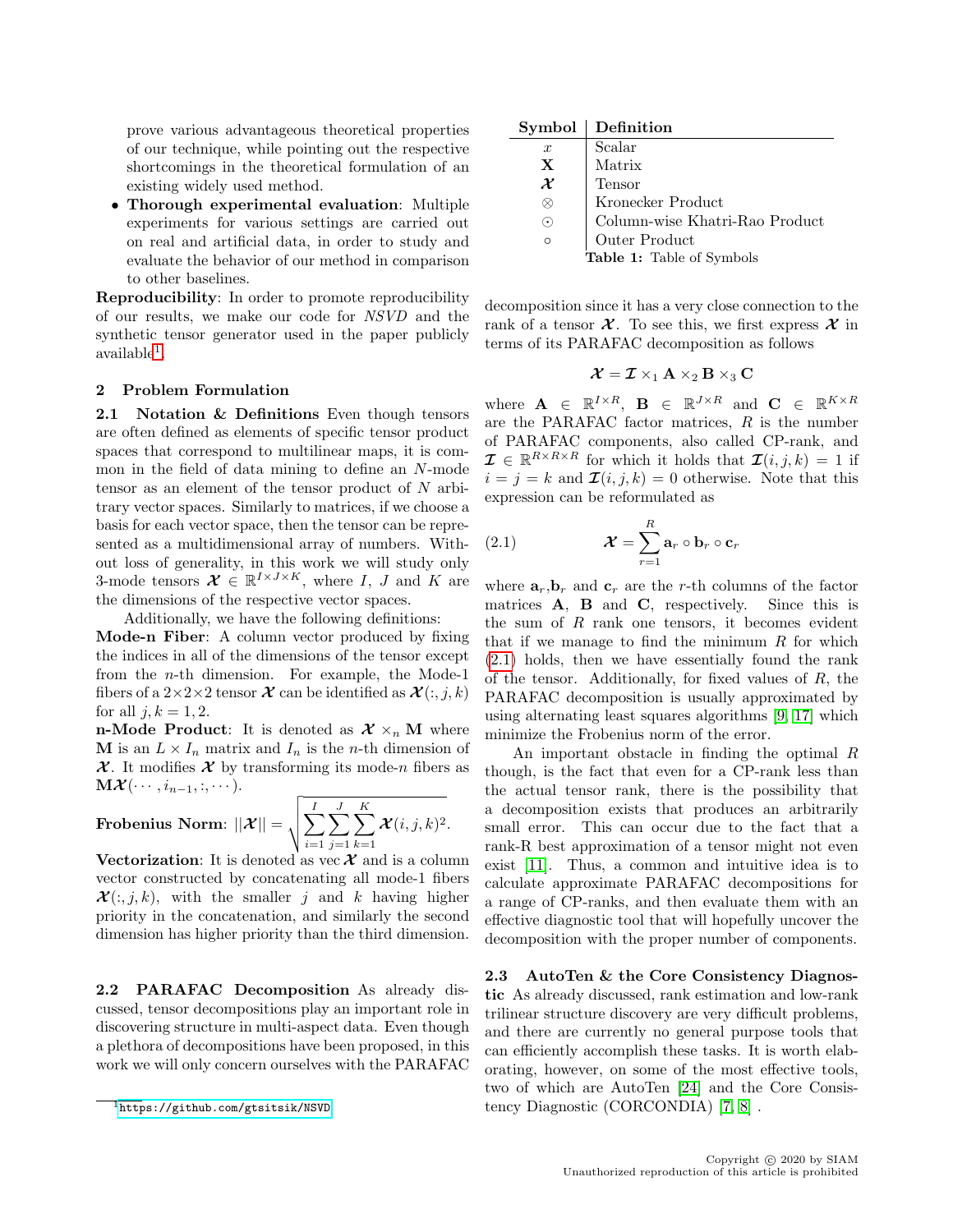prove various advantageous theoretical properties of our technique, while pointing out the respective shortcomings in the theoretical formulation of an existing widely used method.

- **Thorough experimental evaluation**: Multiple experiments for various settings are carried out on real and artificial data, in order to study and evaluate the behavior of our method in comparison to other baselines.

**Reproducibility**: In order to promote reproducibility of our results, we make our code for *NSVD* and the synthetic tensor generator used in the paper publicly available[1].

## 2 Problem Formulation

**2.1 Notation & Definitions** Even though tensors are often defined as elements of specific tensor product spaces that correspond to multilinear maps, it is common in the field of data mining to define an $N$-mode tensor as an element of the tensor product of $N$ arbitrary vector spaces. Similarly to matrices, if we choose a basis for each vector space, then the tensor can be represented as a multidimensional array of numbers. Without loss of generality, in this work we will study only 3-mode tensors $\boldsymbol{\mathcal{X}} \in \mathbb{R}^{I\times J\times K}$, where $I$, $J$ and $K$ are the dimensions of the respective vector spaces.

Additionally, we have the following definitions:

**Mode-n Fiber**: A column vector produced by fixing the indices in all of the dimensions of the tensor except from the $n$-th dimension. For example, the Mode-1 fibers of a $2\times2\times2$ tensor $\boldsymbol{\mathcal{X}}$ can be identified as $\boldsymbol{\mathcal{X}}(:,j,k)$ for all $j,k=1,2$.

**n-Mode Product**: It is denoted as $\boldsymbol{\mathcal{X}} \times_n \mathbf{M}$ where $\mathbf{M}$ is an $L\times I_n$ matrix and $I_n$ is the $n$-th dimension of $\boldsymbol{\mathcal{X}}$. It modifies $\boldsymbol{\mathcal{X}}$ by transforming its mode-$n$ fibers as $\mathbf{M}\boldsymbol{\mathcal{X}}(\cdots,i_{n-1},:,\cdots)$.

**Frobenius Norm**: $||\boldsymbol{\mathcal{X}}|| = \sqrt{\sum_{i=1}^{I}\sum_{j=1}^{J}\sum_{k=1}^{K}\boldsymbol{\mathcal{X}}(i,j,k)^2}$.

**Vectorization**: It is denoted as $\text{vec}\,\boldsymbol{\mathcal{X}}$ and is a column vector constructed by concatenating all mode-1 fibers $\boldsymbol{\mathcal{X}}(:,j,k)$, with the smaller $j$ and $k$ having higher priority in the concatenation, and similarly the second dimension has higher priority than the third dimension.

**2.2 PARAFAC Decomposition** As already discussed, tensor decompositions play an important role in discovering structure in multi-aspect data. Even though a plethora of decompositions have been proposed, in this work we will only concern ourselves with the PARAFAC decomposition since it has a very close connection to the rank of a tensor $\boldsymbol{\mathcal{X}}$. To see this, we first express $\boldsymbol{\mathcal{X}}$ in terms of its PARAFAC decomposition as follows

| Symbol | Definition |
|---|---|
| $x$ | Scalar |
| $\mathbf{X}$ | Matrix |
| $\boldsymbol{\mathcal{X}}$ | Tensor |
| $\otimes$ | Kronecker Product |
| $\odot$ | Column-wise Khatri-Rao Product |
| $\circ$ | Outer Product |

**Table 1:** Table of Symbols

$$\boldsymbol{\mathcal{X}} = \boldsymbol{\mathcal{I}} \times_1 \mathbf{A} \times_2 \mathbf{B} \times_3 \mathbf{C}$$

where $\mathbf{A} \in \mathbb{R}^{I\times R}$, $\mathbf{B} \in \mathbb{R}^{J\times R}$ and $\mathbf{C} \in \mathbb{R}^{K\times R}$ are the PARAFAC factor matrices, $R$ is the number of PARAFAC components, also called CP-rank, and $\boldsymbol{\mathcal{I}} \in \mathbb{R}^{R\times R\times R}$ for which it holds that $\boldsymbol{\mathcal{I}}(i,j,k) = 1$ if $i=j=k$ and $\boldsymbol{\mathcal{I}}(i,j,k)=0$ otherwise. Note that this expression can be reformulated as

$$\boldsymbol{\mathcal{X}} = \sum_{r=1}^{R} \mathbf{a}_r \circ \mathbf{b}_r \circ \mathbf{c}_r \tag{2.1}$$

where $\mathbf{a}_r$,$\mathbf{b}_r$ and $\mathbf{c}_r$ are the $r$-th columns of the factor matrices $\mathbf{A}$, $\mathbf{B}$ and $\mathbf{C}$, respectively. Since this is the sum of $R$ rank one tensors, it becomes evident that if we manage to find the minimum $R$ for which (2.1) holds, then we have essentially found the rank of the tensor. Additionally, for fixed values of $R$, the PARAFAC decomposition is usually approximated by using alternating least squares algorithms [9, 17] which minimize the Frobenius norm of the error.

An important obstacle in finding the optimal $R$ though, is the fact that even for a CP-rank less than the actual tensor rank, there is the possibility that a decomposition exists that produces an arbitrarily small error. This can occur due to the fact that a rank-R best approximation of a tensor might not even exist [11]. Thus, a common and intuitive idea is to calculate approximate PARAFAC decompositions for a range of CP-ranks, and then evaluate them with an effective diagnostic tool that will hopefully uncover the decomposition with the proper number of components.

**2.3 AutoTen & the Core Consistency Diagnostic** As already discussed, rank estimation and low-rank trilinear structure discovery are very difficult problems, and there are currently no general purpose tools that can efficiently accomplish these tasks. It is worth elaborating, however, on some of the most effective tools, two of which are AutoTen [24] and the Core Consistency Diagnostic (CORCONDIA) [7, 8] .

[1] https://github.com/gtsitsik/NSVD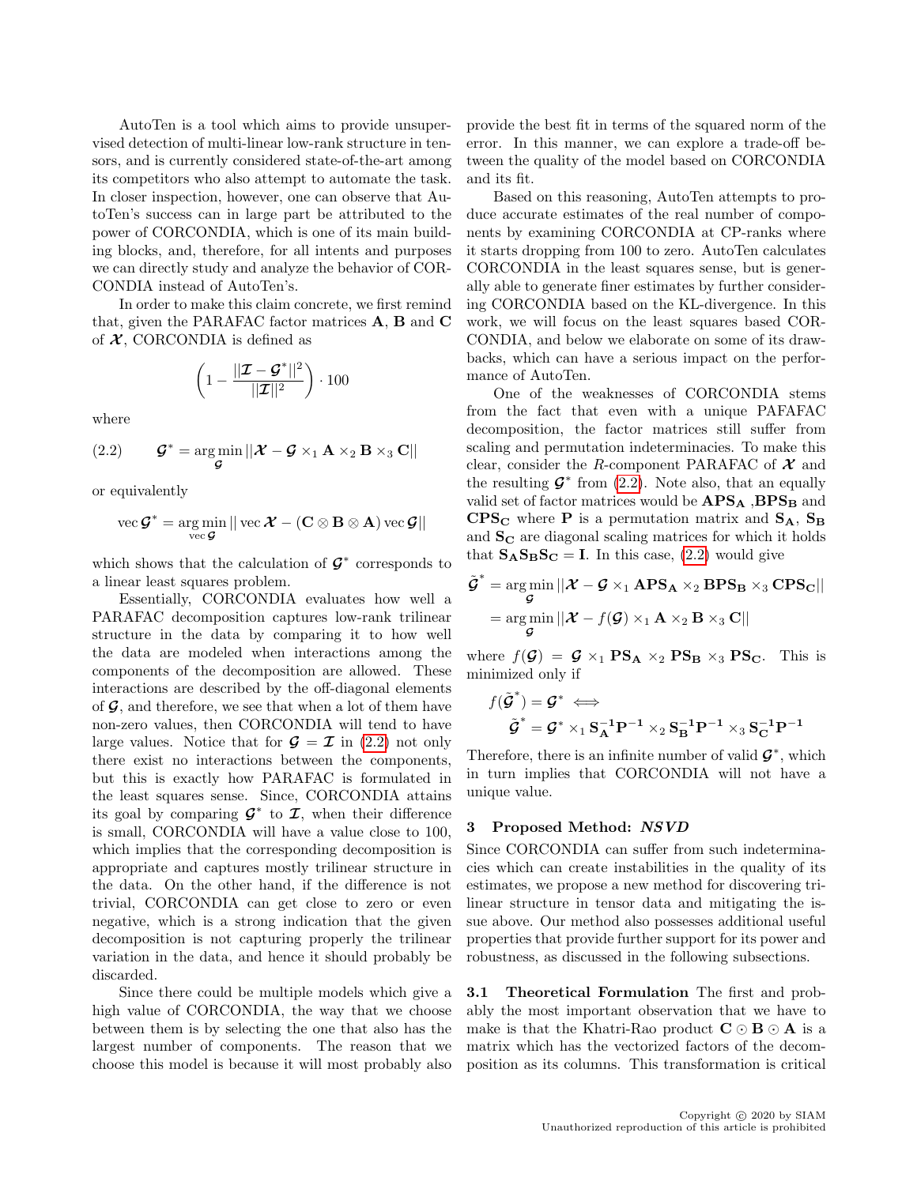AutoTen is a tool which aims to provide unsupervised detection of multi-linear low-rank structure in tensors, and is currently considered state-of-the-art among its competitors who also attempt to automate the task. In closer inspection, however, one can observe that AutoTen's success can in large part be attributed to the power of CORCONDIA, which is one of its main building blocks, and, therefore, for all intents and purposes we can directly study and analyze the behavior of CORCONDIA instead of AutoTen's.

In order to make this claim concrete, we first remind that, given the PARAFAC factor matrices $\mathbf{A}$, $\mathbf{B}$ and $\mathbf{C}$ of $\boldsymbol{\mathcal{X}}$, CORCONDIA is defined as

$$\left(1 - \frac{||\boldsymbol{\mathcal{I}} - \boldsymbol{\mathcal{G}}^*||^2}{||\boldsymbol{\mathcal{I}}||^2}\right) \cdot 100$$

where

$$\boldsymbol{\mathcal{G}}^* = \arg\min_{\boldsymbol{\mathcal{G}}} ||\boldsymbol{\mathcal{X}} - \boldsymbol{\mathcal{G}} \times_1 \mathbf{A} \times_2 \mathbf{B} \times_3 \mathbf{C}|| \tag{2.2}$$

or equivalently

$$\operatorname{vec} \boldsymbol{\mathcal{G}}^* = \arg\min_{\operatorname{vec} \boldsymbol{\mathcal{G}}} || \operatorname{vec} \boldsymbol{\mathcal{X}} - (\mathbf{C} \otimes \mathbf{B} \otimes \mathbf{A}) \operatorname{vec} \boldsymbol{\mathcal{G}}||$$

which shows that the calculation of $\boldsymbol{\mathcal{G}}^*$ corresponds to a linear least squares problem.

Essentially, CORCONDIA evaluates how well a PARAFAC decomposition captures low-rank trilinear structure in the data by comparing it to how well the data are modeled when interactions among the components of the decomposition are allowed. These interactions are described by the off-diagonal elements of $\boldsymbol{\mathcal{G}}$, and therefore, we see that when a lot of them have non-zero values, then CORCONDIA will tend to have large values. Notice that for $\boldsymbol{\mathcal{G}} = \boldsymbol{\mathcal{I}}$ in (2.2) not only there exist no interactions between the components, but this is exactly how PARAFAC is formulated in the least squares sense. Since, CORCONDIA attains its goal by comparing $\boldsymbol{\mathcal{G}}^*$ to $\boldsymbol{\mathcal{I}}$, when their difference is small, CORCONDIA will have a value close to 100, which implies that the corresponding decomposition is appropriate and captures mostly trilinear structure in the data. On the other hand, if the difference is not trivial, CORCONDIA can get close to zero or even negative, which is a strong indication that the given decomposition is not capturing properly the trilinear variation in the data, and hence it should probably be discarded.

Since there could be multiple models which give a high value of CORCONDIA, the way that we choose between them is by selecting the one that also has the largest number of components. The reason that we choose this model is because it will most probably also provide the best fit in terms of the squared norm of the error. In this manner, we can explore a trade-off between the quality of the model based on CORCONDIA and its fit.

Based on this reasoning, AutoTen attempts to produce accurate estimates of the real number of components by examining CORCONDIA at CP-ranks where it starts dropping from 100 to zero. AutoTen calculates CORCONDIA in the least squares sense, but is generally able to generate finer estimates by further considering CORCONDIA based on the KL-divergence. In this work, we will focus on the least squares based CORCONDIA, and below we elaborate on some of its drawbacks, which can have a serious impact on the performance of AutoTen.

One of the weaknesses of CORCONDIA stems from the fact that even with a unique PAFAFAC decomposition, the factor matrices still suffer from scaling and permutation indeterminacies. To make this clear, consider the $R$-component PARAFAC of $\boldsymbol{\mathcal{X}}$ and the resulting $\boldsymbol{\mathcal{G}}^*$ from (2.2). Note also, that an equally valid set of factor matrices would be $\mathbf{APS_A}$ ,$\mathbf{BPS_B}$ and $\mathbf{CPS_C}$ where $\mathbf{P}$ is a permutation matrix and $\mathbf{S_A}$, $\mathbf{S_B}$ and $\mathbf{S_C}$ are diagonal scaling matrices for which it holds that $\mathbf{S_A S_B S_C} = \mathbf{I}$. In this case, (2.2) would give

$$\begin{aligned}
\tilde{\boldsymbol{\mathcal{G}}}^* &= \arg\min_{\boldsymbol{\mathcal{G}}} ||\boldsymbol{\mathcal{X}} - \boldsymbol{\mathcal{G}} \times_1 \mathbf{APS_A} \times_2 \mathbf{BPS_B} \times_3 \mathbf{CPS_C}|| \\
&= \arg\min_{\boldsymbol{\mathcal{G}}} ||\boldsymbol{\mathcal{X}} - f(\boldsymbol{\mathcal{G}}) \times_1 \mathbf{A} \times_2 \mathbf{B} \times_3 \mathbf{C}||
\end{aligned}$$

where $f(\boldsymbol{\mathcal{G}}) = \boldsymbol{\mathcal{G}} \times_1 \mathbf{PS_A} \times_2 \mathbf{PS_B} \times_3 \mathbf{PS_C}$. This is minimized only if

$$\begin{aligned}
&f(\tilde{\boldsymbol{\mathcal{G}}}^*) = \boldsymbol{\mathcal{G}}^* \iff \\
&\quad \tilde{\boldsymbol{\mathcal{G}}}^* = \boldsymbol{\mathcal{G}}^* \times_1 \mathbf{S_A^{-1} P^{-1}} \times_2 \mathbf{S_B^{-1} P^{-1}} \times_3 \mathbf{S_C^{-1} P^{-1}}
\end{aligned}$$

Therefore, there is an infinite number of valid $\boldsymbol{\mathcal{G}}^*$, which in turn implies that CORCONDIA will not have a unique value.

## 3 Proposed Method: *NSVD*

Since CORCONDIA can suffer from such indeterminacies which can create instabilities in the quality of its estimates, we propose a new method for discovering trilinear structure in tensor data and mitigating the issue above. Our method also possesses additional useful properties that provide further support for its power and robustness, as discussed in the following subsections.

**3.1 Theoretical Formulation** The first and probably the most important observation that we have to make is that the Khatri-Rao product $\mathbf{C} \odot \mathbf{B} \odot \mathbf{A}$ is a matrix which has the vectorized factors of the decomposition as its columns. This transformation is critical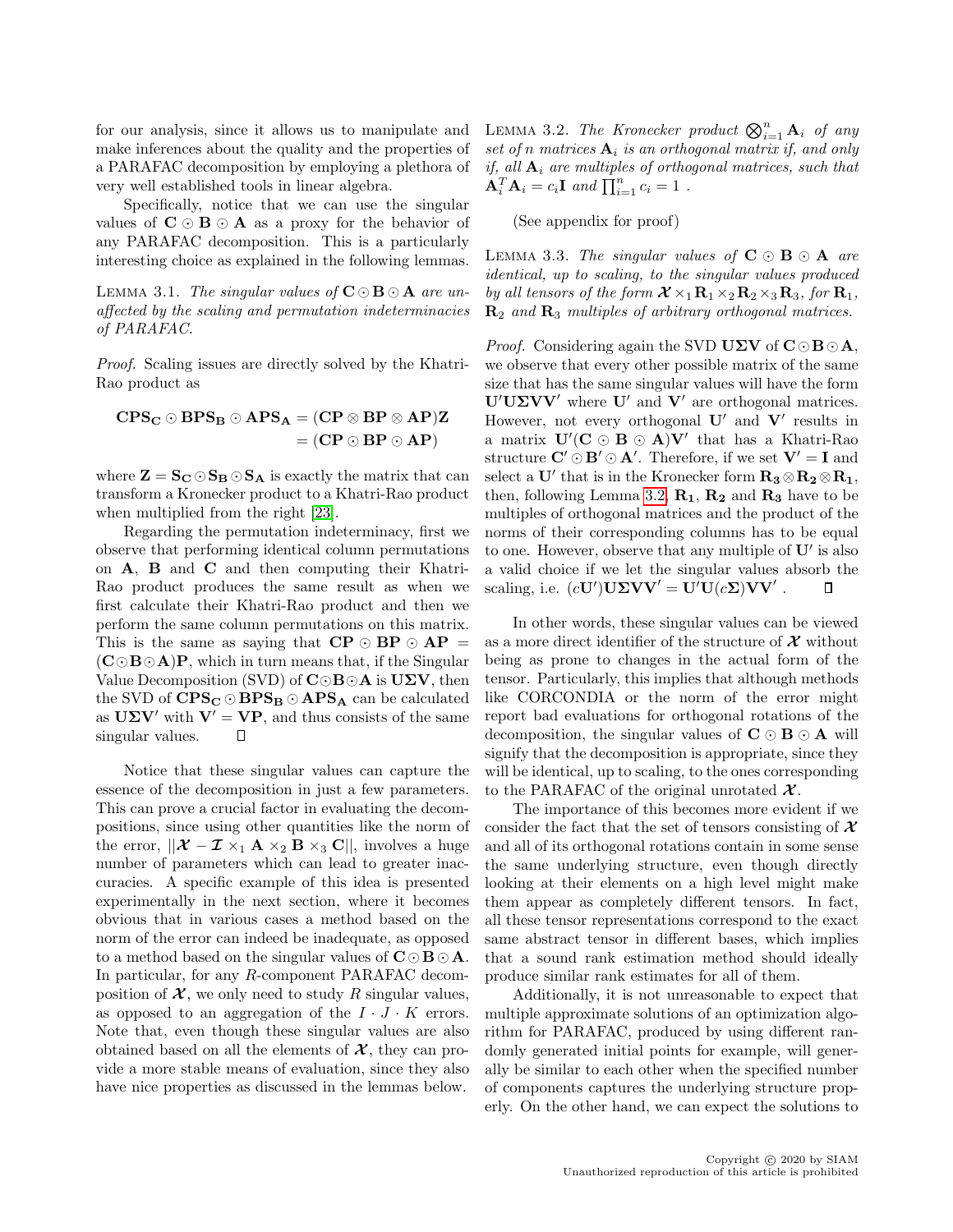for our analysis, since it allows us to manipulate and make inferences about the quality and the properties of a PARAFAC decomposition by employing a plethora of very well established tools in linear algebra.

Specifically, notice that we can use the singular values of $\mathbf{C} \odot \mathbf{B} \odot \mathbf{A}$ as a proxy for the behavior of any PARAFAC decomposition. This is a particularly interesting choice as explained in the following lemmas.

LEMMA 3.1. *The singular values of $\mathbf{C} \odot \mathbf{B} \odot \mathbf{A}$ are unaffected by the scaling and permutation indeterminacies of PARAFAC.*

*Proof.* Scaling issues are directly solved by the Khatri-Rao product as

$$\begin{aligned}\mathbf{CPS_C} \odot \mathbf{BPS_B} \odot \mathbf{APS_A} &= (\mathbf{CP} \otimes \mathbf{BP} \otimes \mathbf{AP})\mathbf{Z} \\ &= (\mathbf{CP} \odot \mathbf{BP} \odot \mathbf{AP})\end{aligned}$$

where $\mathbf{Z} = \mathbf{S_C} \odot \mathbf{S_B} \odot \mathbf{S_A}$ is exactly the matrix that can transform a Kronecker product to a Khatri-Rao product when multiplied from the right [23].

Regarding the permutation indeterminacy, first we observe that performing identical column permutations on $\mathbf{A}$, $\mathbf{B}$ and $\mathbf{C}$ and then computing their Khatri-Rao product produces the same result as when we first calculate their Khatri-Rao product and then we perform the same column permutations on this matrix. This is the same as saying that $\mathbf{CP} \odot \mathbf{BP} \odot \mathbf{AP} = (\mathbf{C} \odot \mathbf{B} \odot \mathbf{A})\mathbf{P}$, which in turn means that, if the Singular Value Decomposition (SVD) of $\mathbf{C} \odot \mathbf{B} \odot \mathbf{A}$ is $\mathbf{U\Sigma V}$, then the SVD of $\mathbf{CPS_C} \odot \mathbf{BPS_B} \odot \mathbf{APS_A}$ can be calculated as $\mathbf{U\Sigma V'}$ with $\mathbf{V'} = \mathbf{VP}$, and thus consists of the same singular values. ∎

Notice that these singular values can capture the essence of the decomposition in just a few parameters. This can prove a crucial factor in evaluating the decompositions, since using other quantities like the norm of the error, $||\boldsymbol{\mathcal{X}} - \boldsymbol{\mathcal{I}} \times_1 \mathbf{A} \times_2 \mathbf{B} \times_3 \mathbf{C}||$, involves a huge number of parameters which can lead to greater inaccuracies. A specific example of this idea is presented experimentally in the next section, where it becomes obvious that in various cases a method based on the norm of the error can indeed be inadequate, as opposed to a method based on the singular values of $\mathbf{C} \odot \mathbf{B} \odot \mathbf{A}$. In particular, for any $R$-component PARAFAC decomposition of $\boldsymbol{\mathcal{X}}$, we only need to study $R$ singular values, as opposed to an aggregation of the $I \cdot J \cdot K$ errors. Note that, even though these singular values are also obtained based on all the elements of $\boldsymbol{\mathcal{X}}$, they can provide a more stable means of evaluation, since they also have nice properties as discussed in the lemmas below.

LEMMA 3.2. *The Kronecker product $\bigotimes_{i=1}^{n} \mathbf{A}_i$ of any set of $n$ matrices $\mathbf{A}_i$ is an orthogonal matrix if, and only if, all $\mathbf{A}_i$ are multiples of orthogonal matrices, such that $\mathbf{A}_i^T \mathbf{A}_i = c_i \mathbf{I}$ and $\prod_{i=1}^{n} c_i = 1$ .*

(See appendix for proof)

LEMMA 3.3. *The singular values of $\mathbf{C} \odot \mathbf{B} \odot \mathbf{A}$ are identical, up to scaling, to the singular values produced by all tensors of the form $\boldsymbol{\mathcal{X}} \times_1 \mathbf{R}_1 \times_2 \mathbf{R}_2 \times_3 \mathbf{R}_3$, for $\mathbf{R}_1$, $\mathbf{R}_2$ and $\mathbf{R}_3$ multiples of arbitrary orthogonal matrices.*

*Proof.* Considering again the SVD $\mathbf{U\Sigma V}$ of $\mathbf{C} \odot \mathbf{B} \odot \mathbf{A}$, we observe that every other possible matrix of the same size that has the same singular values will have the form $\mathbf{U'U\Sigma VV'}$ where $\mathbf{U'}$ and $\mathbf{V'}$ are orthogonal matrices. However, not every orthogonal $\mathbf{U'}$ and $\mathbf{V'}$ results in a matrix $\mathbf{U'}(\mathbf{C} \odot \mathbf{B} \odot \mathbf{A})\mathbf{V'}$ that has a Khatri-Rao structure $\mathbf{C'} \odot \mathbf{B'} \odot \mathbf{A'}$. Therefore, if we set $\mathbf{V'} = \mathbf{I}$ and select a $\mathbf{U'}$ that is in the Kronecker form $\mathbf{R_3} \otimes \mathbf{R_2} \otimes \mathbf{R_1}$, then, following Lemma 3.2, $\mathbf{R_1}$, $\mathbf{R_2}$ and $\mathbf{R_3}$ have to be multiples of orthogonal matrices and the product of the norms of their corresponding columns has to be equal to one. However, observe that any multiple of $\mathbf{U'}$ is also a valid choice if we let the singular values absorb the scaling, i.e. $(c\mathbf{U'})\mathbf{U\Sigma VV'} = \mathbf{U'U}(c\mathbf{\Sigma})\mathbf{VV'}$ . ∎

In other words, these singular values can be viewed as a more direct identifier of the structure of $\boldsymbol{\mathcal{X}}$ without being as prone to changes in the actual form of the tensor. Particularly, this implies that although methods like CORCONDIA or the norm of the error might report bad evaluations for orthogonal rotations of the decomposition, the singular values of $\mathbf{C} \odot \mathbf{B} \odot \mathbf{A}$ will signify that the decomposition is appropriate, since they will be identical, up to scaling, to the ones corresponding to the PARAFAC of the original unrotated $\boldsymbol{\mathcal{X}}$.

The importance of this becomes more evident if we consider the fact that the set of tensors consisting of $\boldsymbol{\mathcal{X}}$ and all of its orthogonal rotations contain in some sense the same underlying structure, even though directly looking at their elements on a high level might make them appear as completely different tensors. In fact, all these tensor representations correspond to the exact same abstract tensor in different bases, which implies that a sound rank estimation method should ideally produce similar rank estimates for all of them.

Additionally, it is not unreasonable to expect that multiple approximate solutions of an optimization algorithm for PARAFAC, produced by using different randomly generated initial points for example, will generally be similar to each other when the specified number of components captures the underlying structure properly. On the other hand, we can expect the solutions to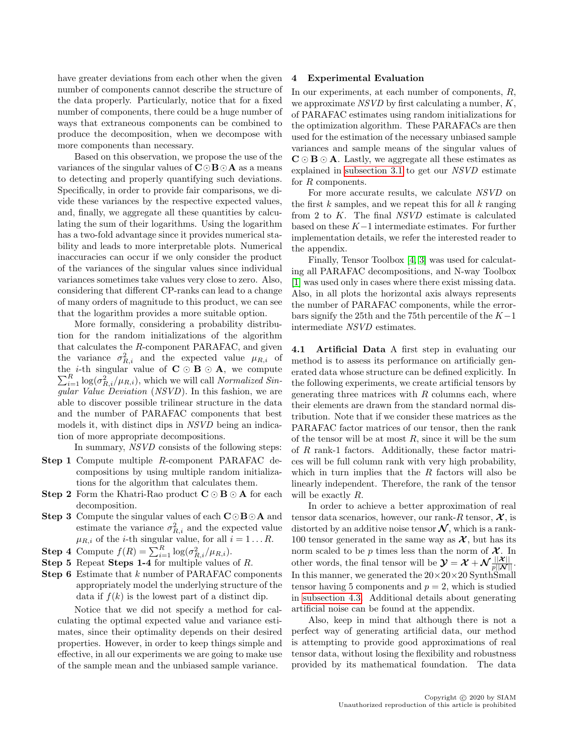have greater deviations from each other when the given number of components cannot describe the structure of the data properly. Particularly, notice that for a fixed number of components, there could be a huge number of ways that extraneous components can be combined to produce the decomposition, when we decompose with more components than necessary.

Based on this observation, we propose the use of the variances of the singular values of $\mathbf{C} \odot \mathbf{B} \odot \mathbf{A}$ as a means to detecting and properly quantifying such deviations. Specifically, in order to provide fair comparisons, we divide these variances by the respective expected values, and, finally, we aggregate all these quantities by calculating the sum of their logarithms. Using the logarithm has a two-fold advantage since it provides numerical stability and leads to more interpretable plots. Numerical inaccuracies can occur if we only consider the product of the variances of the singular values since individual variances sometimes take values very close to zero. Also, considering that different CP-ranks can lead to a change of many orders of magnitude to this product, we can see that the logarithm provides a more suitable option.

More formally, considering a probability distribution for the random initializations of the algorithm that calculates the $R$-component PARAFAC, and given the variance $\sigma_{R,i}^2$ and the expected value $\mu_{R,i}$ of the $i$-th singular value of $\mathbf{C} \odot \mathbf{B} \odot \mathbf{A}$, we compute $\sum_{i=1}^{R} \log(\sigma_{R,i}^2/\mu_{R,i})$, which we will call *Normalized Singular Value Deviation* (*NSVD*). In this fashion, we are able to discover possible trilinear structure in the data and the number of PARAFAC components that best models it, with distinct dips in *NSVD* being an indication of more appropriate decompositions.

In summary, *NSVD* consists of the following steps:

**Step 1** Compute multiple $R$-component PARAFAC decompositions by using multiple random initializations for the algorithm that calculates them.

**Step 2** Form the Khatri-Rao product $\mathbf{C} \odot \mathbf{B} \odot \mathbf{A}$ for each decomposition.

**Step 3** Compute the singular values of each $\mathbf{C} \odot \mathbf{B} \odot \mathbf{A}$ and estimate the variance $\sigma_{R,i}^2$ and the expected value $\mu_{R,i}$ of the $i$-th singular value, for all $i = 1 \dots R$.

**Step 4** Compute $f(R) = \sum_{i=1}^{R} \log(\sigma_{R,i}^2/\mu_{R,i})$.

**Step 5** Repeat **Steps 1-4** for multiple values of $R$.

**Step 6** Estimate that $k$ number of PARAFAC components appropriately model the underlying structure of the data if $f(k)$ is the lowest part of a distinct dip.

Notice that we did not specify a method for calculating the optimal expected value and variance estimates, since their optimality depends on their desired properties. However, in order to keep things simple and effective, in all our experiments we are going to make use of the sample mean and the unbiased sample variance.

## 4 Experimental Evaluation

In our experiments, at each number of components, $R$, we approximate *NSVD* by first calculating a number, $K$, of PARAFAC estimates using random initializations for the optimization algorithm. These PARAFACs are then used for the estimation of the necessary unbiased sample variances and sample means of the singular values of $\mathbf{C} \odot \mathbf{B} \odot \mathbf{A}$. Lastly, we aggregate all these estimates as explained in subsection 3.1 to get our *NSVD* estimate for $R$ components.

For more accurate results, we calculate *NSVD* on the first $k$ samples, and we repeat this for all $k$ ranging from 2 to $K$. The final *NSVD* estimate is calculated based on these $K-1$ intermediate estimates. For further implementation details, we refer the interested reader to the appendix.

Finally, Tensor Toolbox [4, 3] was used for calculating all PARAFAC decompositions, and N-way Toolbox [1] was used only in cases where there exist missing data. Also, in all plots the horizontal axis always represents the number of PARAFAC components, while the errorbars signify the 25th and the 75th percentile of the $K-1$ intermediate *NSVD* estimates.

**4.1 Artificial Data** A first step in evaluating our method is to assess its performance on artificially generated data whose structure can be defined explicitly. In the following experiments, we create artificial tensors by generating three matrices with $R$ columns each, where their elements are drawn from the standard normal distribution. Note that if we consider these matrices as the PARAFAC factor matrices of our tensor, then the rank of the tensor will be at most $R$, since it will be the sum of $R$ rank-1 factors. Additionally, these factor matrices will be full column rank with very high probability, which in turn implies that the $R$ factors will also be linearly independent. Therefore, the rank of the tensor will be exactly $R$.

In order to achieve a better approximation of real tensor data scenarios, however, our rank-$R$ tensor, $\boldsymbol{\mathcal{X}}$, is distorted by an additive noise tensor $\boldsymbol{\mathcal{N}}$, which is a rank-100 tensor generated in the same way as $\boldsymbol{\mathcal{X}}$, but has its norm scaled to be $p$ times less than the norm of $\boldsymbol{\mathcal{X}}$. In other words, the final tensor will be $\boldsymbol{\mathcal{Y}} = \boldsymbol{\mathcal{X}} + \boldsymbol{\mathcal{N}} \frac{||\boldsymbol{\mathcal{X}}||}{p||\boldsymbol{\mathcal{N}}||}$. In this manner, we generated the $20 \times 20 \times 20$ SynthSmall tensor having 5 components and $p = 2$, which is studied in subsection 4.3. Additional details about generating artificial noise can be found at the appendix.

Also, keep in mind that although there is not a perfect way of generating artificial data, our method is attempting to provide good approximations of real tensor data, without losing the flexibility and robustness provided by its mathematical foundation. The data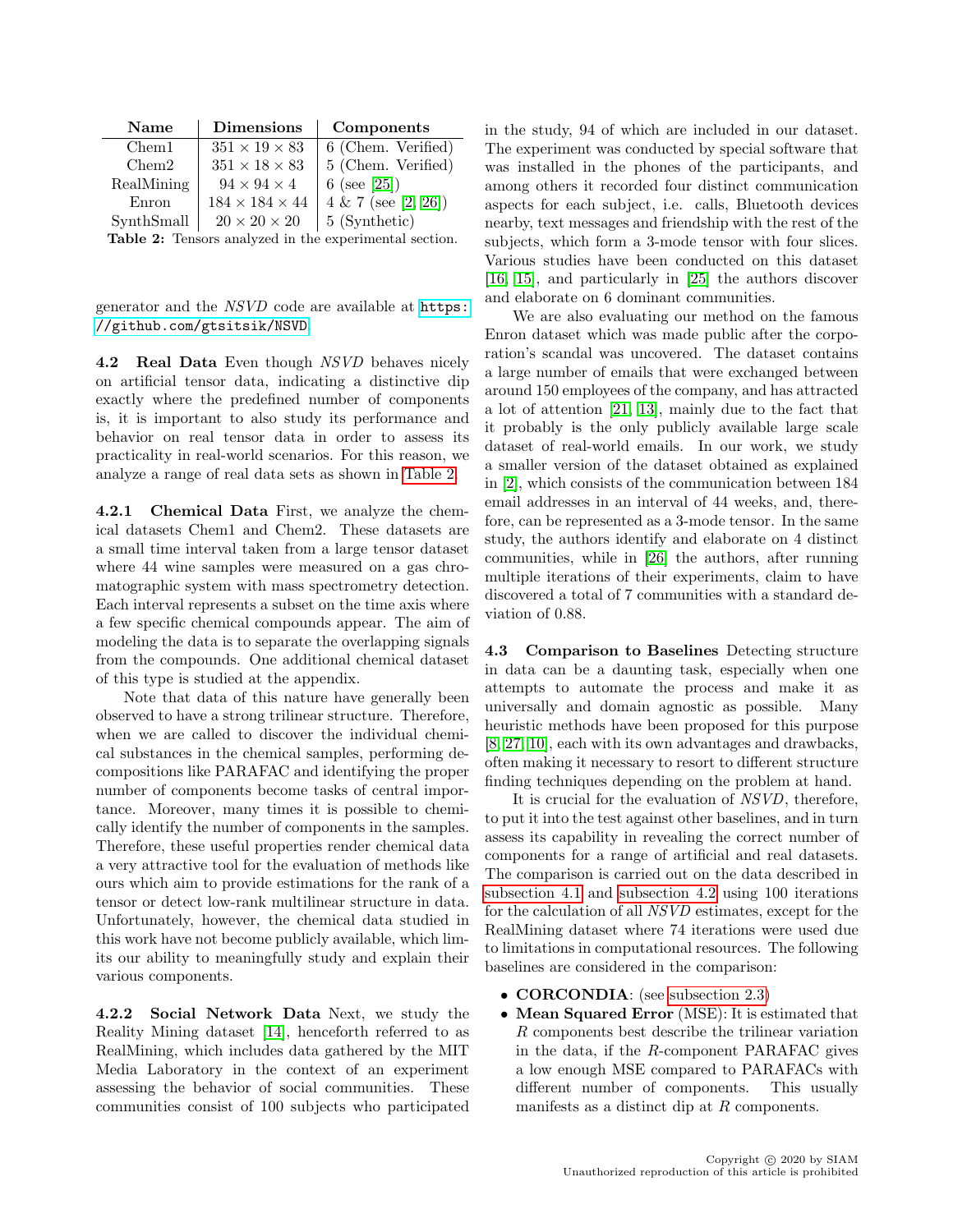| Name | Dimensions | Components |
|---|---|---|
| Chem1 | $351 \times 19 \times 83$ | 6 (Chem. Verified) |
| Chem2 | $351 \times 18 \times 83$ | 5 (Chem. Verified) |
| RealMining | $94 \times 94 \times 4$ | 6 (see [25]) |
| Enron | $184 \times 184 \times 44$ | 4 & 7 (see [2, 26]) |
| SynthSmall | $20 \times 20 \times 20$ | 5 (Synthetic) |

**Table 2:** Tensors analyzed in the experimental section.

generator and the *NSVD* code are available at `https://github.com/gtsitsik/NSVD`.

**4.2 Real Data** Even though *NSVD* behaves nicely on artificial tensor data, indicating a distinctive dip exactly where the predefined number of components is, it is important to also study its performance and behavior on real tensor data in order to assess its practicality in real-world scenarios. For this reason, we analyze a range of real data sets as shown in Table 2.

**4.2.1 Chemical Data** First, we analyze the chemical datasets Chem1 and Chem2. These datasets are a small time interval taken from a large tensor dataset where 44 wine samples were measured on a gas chromatographic system with mass spectrometry detection. Each interval represents a subset on the time axis where a few specific chemical compounds appear. The aim of modeling the data is to separate the overlapping signals from the compounds. One additional chemical dataset of this type is studied at the appendix.

Note that data of this nature have generally been observed to have a strong trilinear structure. Therefore, when we are called to discover the individual chemical substances in the chemical samples, performing decompositions like PARAFAC and identifying the proper number of components become tasks of central importance. Moreover, many times it is possible to chemically identify the number of components in the samples. Therefore, these useful properties render chemical data a very attractive tool for the evaluation of methods like ours which aim to provide estimations for the rank of a tensor or detect low-rank multilinear structure in data. Unfortunately, however, the chemical data studied in this work have not become publicly available, which limits our ability to meaningfully study and explain their various components.

**4.2.2 Social Network Data** Next, we study the Reality Mining dataset [14], henceforth referred to as RealMining, which includes data gathered by the MIT Media Laboratory in the context of an experiment assessing the behavior of social communities. These communities consist of 100 subjects who participated in the study, 94 of which are included in our dataset. The experiment was conducted by special software that was installed in the phones of the participants, and among others it recorded four distinct communication aspects for each subject, i.e. calls, Bluetooth devices nearby, text messages and friendship with the rest of the subjects, which form a 3-mode tensor with four slices. Various studies have been conducted on this dataset [16, 15], and particularly in [25] the authors discover and elaborate on 6 dominant communities.

We are also evaluating our method on the famous Enron dataset which was made public after the corporation's scandal was uncovered. The dataset contains a large number of emails that were exchanged between around 150 employees of the company, and has attracted a lot of attention [21, 13], mainly due to the fact that it probably is the only publicly available large scale dataset of real-world emails. In our work, we study a smaller version of the dataset obtained as explained in [2], which consists of the communication between 184 email addresses in an interval of 44 weeks, and, therefore, can be represented as a 3-mode tensor. In the same study, the authors identify and elaborate on 4 distinct communities, while in [26] the authors, after running multiple iterations of their experiments, claim to have discovered a total of 7 communities with a standard deviation of 0.88.

**4.3 Comparison to Baselines** Detecting structure in data can be a daunting task, especially when one attempts to automate the process and make it as universally and domain agnostic as possible. Many heuristic methods have been proposed for this purpose [8, 27, 10], each with its own advantages and drawbacks, often making it necessary to resort to different structure finding techniques depending on the problem at hand.

It is crucial for the evaluation of *NSVD*, therefore, to put it into the test against other baselines, and in turn assess its capability in revealing the correct number of components for a range of artificial and real datasets. The comparison is carried out on the data described in subsection 4.1 and subsection 4.2 using 100 iterations for the calculation of all *NSVD* estimates, except for the RealMining dataset where 74 iterations were used due to limitations in computational resources. The following baselines are considered in the comparison:

- **CORCONDIA**: (see subsection 2.3)
- **Mean Squared Error** (MSE): It is estimated that $R$ components best describe the trilinear variation in the data, if the $R$-component PARAFAC gives a low enough MSE compared to PARAFACs with different number of components. This usually manifests as a distinct dip at $R$ components.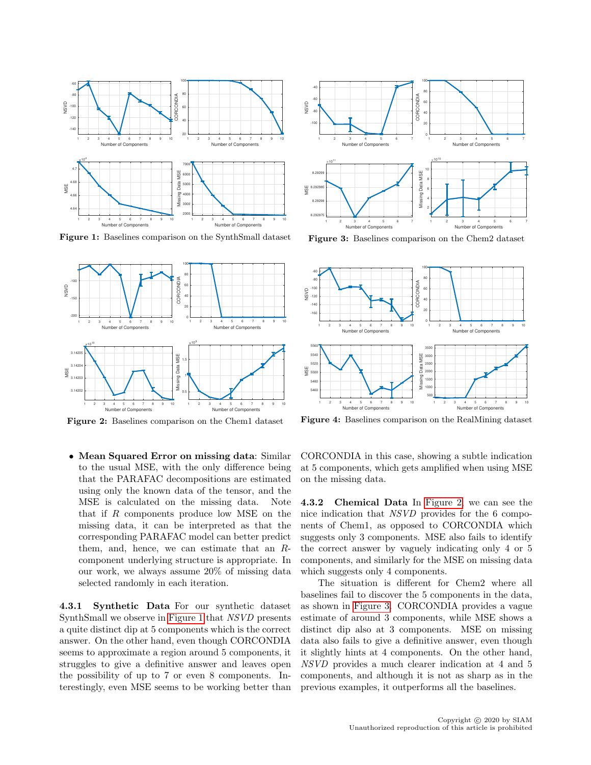Figure 1: Baselines comparison on the SynthSmall dataset

Figure 3: Baselines comparison on the Chem2 dataset

Figure 2: Baselines comparison on the Chem1 dataset

Figure 4: Baselines comparison on the RealMining dataset

- **Mean Squared Error on missing data**: Similar to the usual MSE, with the only difference being that the PARAFAC decompositions are estimated using only the known data of the tensor, and the MSE is calculated on the missing data. Note that if $R$ components produce low MSE on the missing data, it can be interpreted as that the corresponding PARAFAC model can better predict them, and, hence, we can estimate that an $R$-component underlying structure is appropriate. In our work, we always assume 20% of missing data selected randomly in each iteration.

#### 4.3.1 Synthetic Data

For our synthetic dataset SynthSmall we observe in Figure 1 that *NSVD* presents a quite distinct dip at 5 components which is the correct answer. On the other hand, even though CORCONDIA seems to approximate a region around 5 components, it struggles to give a definitive answer and leaves open the possibility of up to 7 or even 8 components. Interestingly, even MSE seems to be working better than CORCONDIA in this case, showing a subtle indication at 5 components, which gets amplified when using MSE on the missing data.

#### 4.3.2 Chemical Data

In Figure 2, we can see the nice indication that *NSVD* provides for the 6 components of Chem1, as opposed to CORCONDIA which suggests only 3 components. MSE also fails to identify the correct answer by vaguely indicating only 4 or 5 components, and similarly for the MSE on missing data which suggests only 4 components.

The situation is different for Chem2 where all baselines fail to discover the 5 components in the data, as shown in Figure 3. CORCONDIA provides a vague estimate of around 3 components, while MSE shows a distinct dip also at 3 components. MSE on missing data also fails to give a definitive answer, even though it slightly hints at 4 components. On the other hand, *NSVD* provides a much clearer indication at 4 and 5 components, and although it is not as sharp as in the previous examples, it outperforms all the baselines.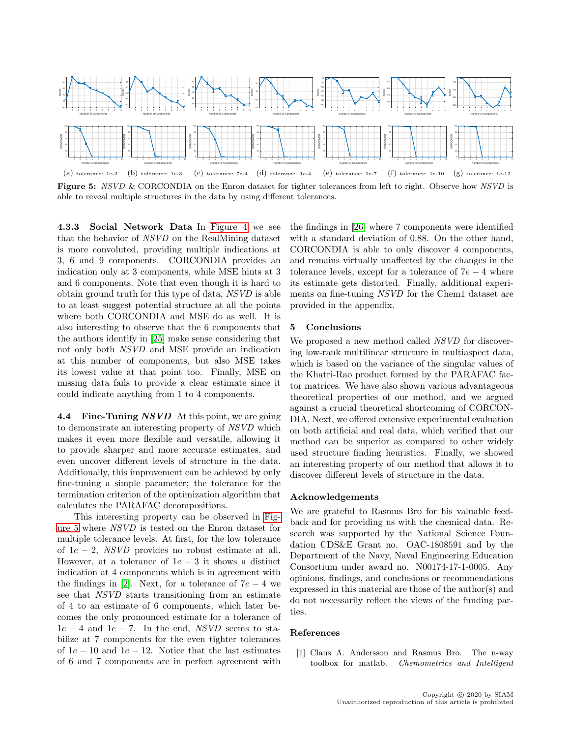(a) tolerance: 1e-2 (b) tolerance: 1e-3 (c) tolerance: 7e-4 (d) tolerance: 1e-4 (e) tolerance: 1e-7 (f) tolerance: 1e-10 (g) tolerance: 1e-12

**Figure 5:** *NSVD* & CORCONDIA on the Enron dataset for tighter tolerances from left to right. Observe how *NSVD* is able to reveal multiple structures in the data by using different tolerances.

**4.3.3 Social Network Data** In Figure 4 we see that the behavior of *NSVD* on the RealMining dataset is more convoluted, providing multiple indications at 3, 6 and 9 components. CORCONDIA provides an indication only at 3 components, while MSE hints at 3 and 6 components. Note that even though it is hard to obtain ground truth for this type of data, *NSVD* is able to at least suggest potential structure at all the points where both CORCONDIA and MSE do as well. It is also interesting to observe that the 6 components that the authors identify in [25] make sense considering that not only both *NSVD* and MSE provide an indication at this number of components, but also MSE takes its lowest value at that point too. Finally, MSE on missing data fails to provide a clear estimate since it could indicate anything from 1 to 4 components.

### 4.4 Fine-Tuning *NSVD*

At this point, we are going to demonstrate an interesting property of *NSVD* which makes it even more flexible and versatile, allowing it to provide sharper and more accurate estimates, and even uncover different levels of structure in the data. Additionally, this improvement can be achieved by only fine-tuning a simple parameter; the tolerance for the termination criterion of the optimization algorithm that calculates the PARAFAC decompositions.

This interesting property can be observed in Figure 5 where *NSVD* is tested on the Enron dataset for multiple tolerance levels. At first, for the low tolerance of $1e-2$, *NSVD* provides no robust estimate at all. However, at a tolerance of $1e-3$ it shows a distinct indication at 4 components which is in agreement with the findings in [2]. Next, for a tolerance of $7e-4$ we see that *NSVD* starts transitioning from an estimate of 4 to an estimate of 6 components, which later becomes the only pronounced estimate for a tolerance of $1e-4$ and $1e-7$. In the end, *NSVD* seems to stabilize at 7 components for the even tighter tolerances of $1e-10$ and $1e-12$. Notice that the last estimates of 6 and 7 components are in perfect agreement with the findings in [26] where 7 components were identified with a standard deviation of 0.88. On the other hand, CORCONDIA is able to only discover 4 components, and remains virtually unaffected by the changes in the tolerance levels, except for a tolerance of $7e-4$ where its estimate gets distorted. Finally, additional experiments on fine-tuning *NSVD* for the Chem1 dataset are provided in the appendix.

## 5 Conclusions

We proposed a new method called *NSVD* for discovering low-rank multilinear structure in multiaspect data, which is based on the variance of the singular values of the Khatri-Rao product formed by the PARAFAC factor matrices. We have also shown various advantageous theoretical properties of our method, and we argued against a crucial theoretical shortcoming of CORCONDIA. Next, we offered extensive experimental evaluation on both artificial and real data, which verified that our method can be superior as compared to other widely used structure finding heuristics. Finally, we showed an interesting property of our method that allows it to discover different levels of structure in the data.

## Acknowledgements

We are grateful to Rasmus Bro for his valuable feedback and for providing us with the chemical data. Research was supported by the National Science Foundation CDS&E Grant no. OAC-1808591 and by the Department of the Navy, Naval Engineering Education Consortium under award no. N00174-17-1-0005. Any opinions, findings, and conclusions or recommendations expressed in this material are those of the author(s) and do not necessarily reflect the views of the funding parties.

## References

[1] Claus A. Andersson and Rasmus Bro. The n-way toolbox for matlab. *Chemometrics and Intelligent*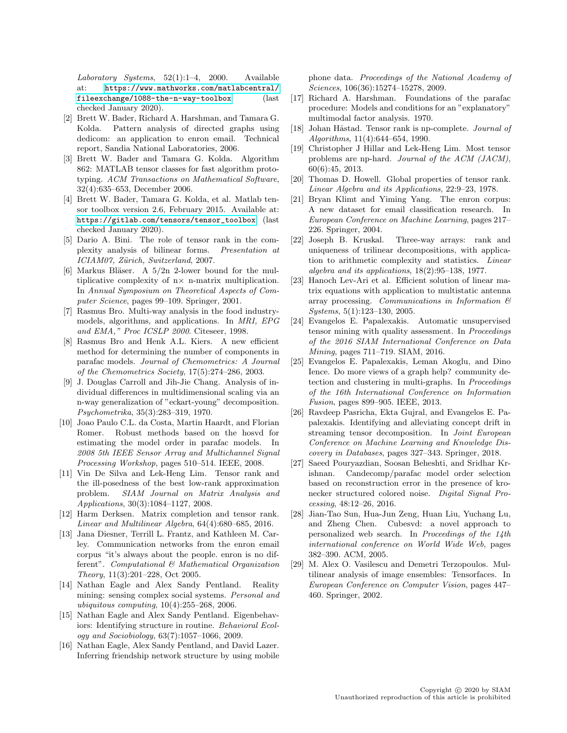*Laboratory Systems*, 52(1):1–4, 2000. Available at: https://www.mathworks.com/matlabcentral/fileexchange/1088-the-n-way-toolbox (last checked January 2020).

[2] Brett W. Bader, Richard A. Harshman, and Tamara G. Kolda. Pattern analysis of directed graphs using dedicom: an application to enron email. Technical report, Sandia National Laboratories, 2006.

[3] Brett W. Bader and Tamara G. Kolda. Algorithm 862: MATLAB tensor classes for fast algorithm prototyping. *ACM Transactions on Mathematical Software*, 32(4):635–653, December 2006.

[4] Brett W. Bader, Tamara G. Kolda, et al. Matlab tensor toolbox version 2.6, February 2015. Available at: https://gitlab.com/tensors/tensor_toolbox (last checked January 2020).

[5] Dario A. Bini. The role of tensor rank in the complexity analysis of bilinear forms. *Presentation at ICIAM07, Zürich, Switzerland*, 2007.

[6] Markus Bläser. A 5/2n 2-lower bound for the multiplicative complexity of n× n-matrix multiplication. In *Annual Symposium on Theoretical Aspects of Computer Science*, pages 99–109. Springer, 2001.

[7] Rasmus Bro. Multi-way analysis in the food industry-models, algorithms, and applications. In *MRI, EPG and EMA," Proc ICSLP 2000*. Citeseer, 1998.

[8] Rasmus Bro and Henk A.L. Kiers. A new efficient method for determining the number of components in parafac models. *Journal of Chemometrics: A Journal of the Chemometrics Society*, 17(5):274–286, 2003.

[9] J. Douglas Carroll and Jih-Jie Chang. Analysis of individual differences in multidimensional scaling via an n-way generalization of "eckart-young" decomposition. *Psychometrika*, 35(3):283–319, 1970.

[10] Joao Paulo C.L. da Costa, Martin Haardt, and Florian Romer. Robust methods based on the hosvd for estimating the model order in parafac models. In *2008 5th IEEE Sensor Array and Multichannel Signal Processing Workshop*, pages 510–514. IEEE, 2008.

[11] Vin De Silva and Lek-Heng Lim. Tensor rank and the ill-posedness of the best low-rank approximation problem. *SIAM Journal on Matrix Analysis and Applications*, 30(3):1084–1127, 2008.

[12] Harm Derksen. Matrix completion and tensor rank. *Linear and Multilinear Algebra*, 64(4):680–685, 2016.

[13] Jana Diesner, Terrill L. Frantz, and Kathleen M. Carley. Communication networks from the enron email corpus "it's always about the people. enron is no different". *Computational & Mathematical Organization Theory*, 11(3):201–228, Oct 2005.

[14] Nathan Eagle and Alex Sandy Pentland. Reality mining: sensing complex social systems. *Personal and ubiquitous computing*, 10(4):255–268, 2006.

[15] Nathan Eagle and Alex Sandy Pentland. Eigenbehaviors: Identifying structure in routine. *Behavioral Ecology and Sociobiology*, 63(7):1057–1066, 2009.

[16] Nathan Eagle, Alex Sandy Pentland, and David Lazer. Inferring friendship network structure by using mobile phone data. *Proceedings of the National Academy of Sciences*, 106(36):15274–15278, 2009.

[17] Richard A. Harshman. Foundations of the parafac procedure: Models and conditions for an "explanatory" multimodal factor analysis. 1970.

[18] Johan Håstad. Tensor rank is np-complete. *Journal of Algorithms*, 11(4):644–654, 1990.

[19] Christopher J Hillar and Lek-Heng Lim. Most tensor problems are np-hard. *Journal of the ACM (JACM)*, 60(6):45, 2013.

[20] Thomas D. Howell. Global properties of tensor rank. *Linear Algebra and its Applications*, 22:9–23, 1978.

[21] Bryan Klimt and Yiming Yang. The enron corpus: A new dataset for email classification research. In *European Conference on Machine Learning*, pages 217–226. Springer, 2004.

[22] Joseph B. Kruskal. Three-way arrays: rank and uniqueness of trilinear decompositions, with application to arithmetic complexity and statistics. *Linear algebra and its applications*, 18(2):95–138, 1977.

[23] Hanoch Lev-Ari et al. Efficient solution of linear matrix equations with application to multistatic antenna array processing. *Communications in Information & Systems*, 5(1):123–130, 2005.

[24] Evangelos E. Papalexakis. Automatic unsupervised tensor mining with quality assessment. In *Proceedings of the 2016 SIAM International Conference on Data Mining*, pages 711–719. SIAM, 2016.

[25] Evangelos E. Papalexakis, Leman Akoglu, and Dino Ience. Do more views of a graph help? community detection and clustering in multi-graphs. In *Proceedings of the 16th International Conference on Information Fusion*, pages 899–905. IEEE, 2013.

[26] Ravdeep Pasricha, Ekta Gujral, and Evangelos E. Papalexakis. Identifying and alleviating concept drift in streaming tensor decomposition. In *Joint European Conference on Machine Learning and Knowledge Discovery in Databases*, pages 327–343. Springer, 2018.

[27] Saeed Pouryazdian, Soosan Beheshti, and Sridhar Krishnan. Candecomp/parafac model order selection based on reconstruction error in the presence of kronecker structured colored noise. *Digital Signal Processing*, 48:12–26, 2016.

[28] Jian-Tao Sun, Hua-Jun Zeng, Huan Liu, Yuchang Lu, and Zheng Chen. Cubesvd: a novel approach to personalized web search. In *Proceedings of the 14th international conference on World Wide Web*, pages 382–390. ACM, 2005.

[29] M. Alex O. Vasilescu and Demetri Terzopoulos. Multilinear analysis of image ensembles: Tensorfaces. In *European Conference on Computer Vision*, pages 447–460. Springer, 2002.